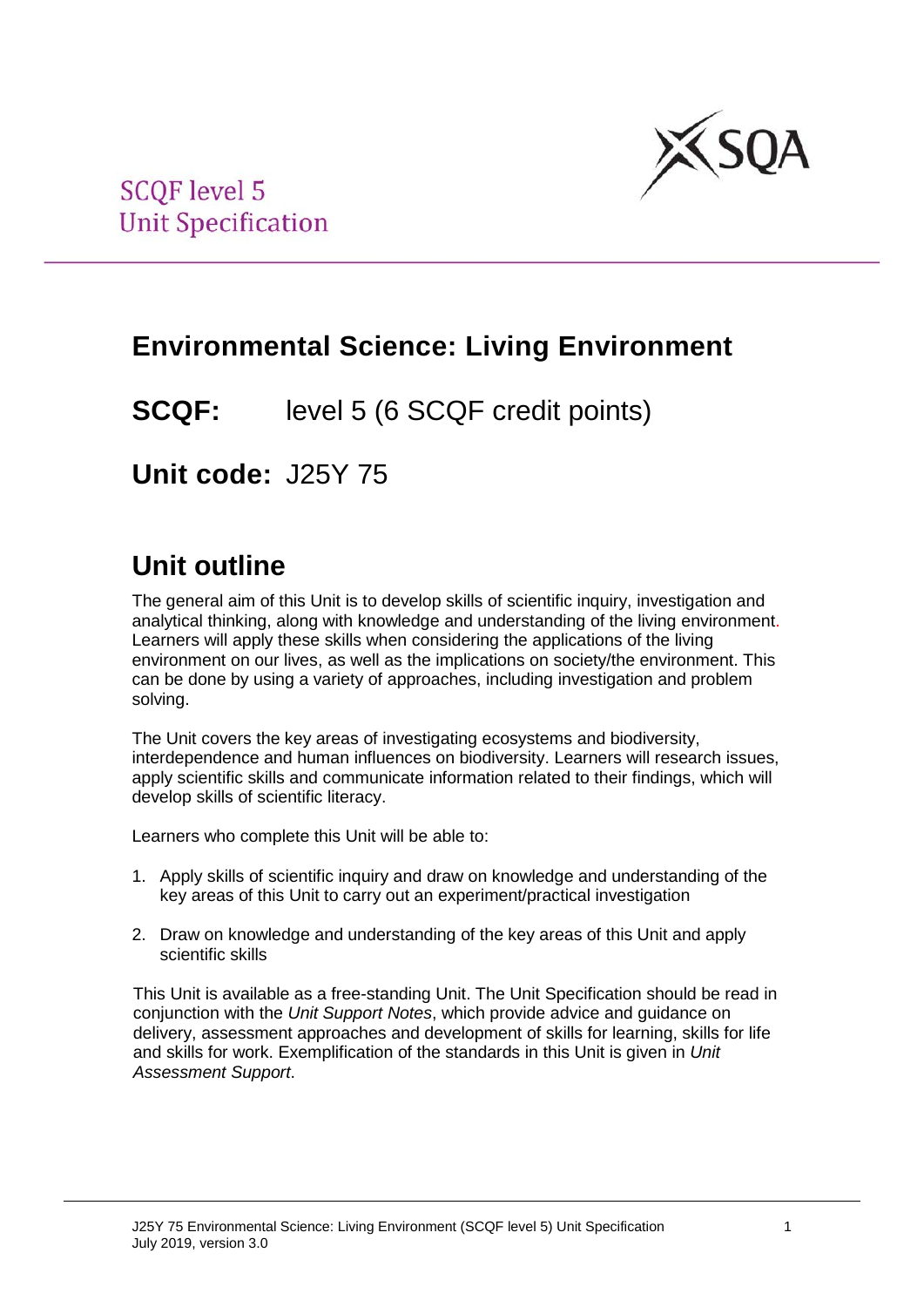SCQF level 5
Unit Specification

# Environmental Science: Living Environment

**SCQF:** level 5 (6 SCQF credit points)

**Unit code:** J25Y 75

## Unit outline

The general aim of this Unit is to develop skills of scientific inquiry, investigation and analytical thinking, along with knowledge and understanding of the living environment. Learners will apply these skills when considering the applications of the living environment on our lives, as well as the implications on society/the environment. This can be done by using a variety of approaches, including investigation and problem solving.

The Unit covers the key areas of investigating ecosystems and biodiversity, interdependence and human influences on biodiversity. Learners will research issues, apply scientific skills and communicate information related to their findings, which will develop skills of scientific literacy.

Learners who complete this Unit will be able to:

1. Apply skills of scientific inquiry and draw on knowledge and understanding of the key areas of this Unit to carry out an experiment/practical investigation
2. Draw on knowledge and understanding of the key areas of this Unit and apply scientific skills

This Unit is available as a free-standing Unit. The Unit Specification should be read in conjunction with the *Unit Support Notes*, which provide advice and guidance on delivery, assessment approaches and development of skills for learning, skills for life and skills for work. Exemplification of the standards in this Unit is given in *Unit Assessment Support*.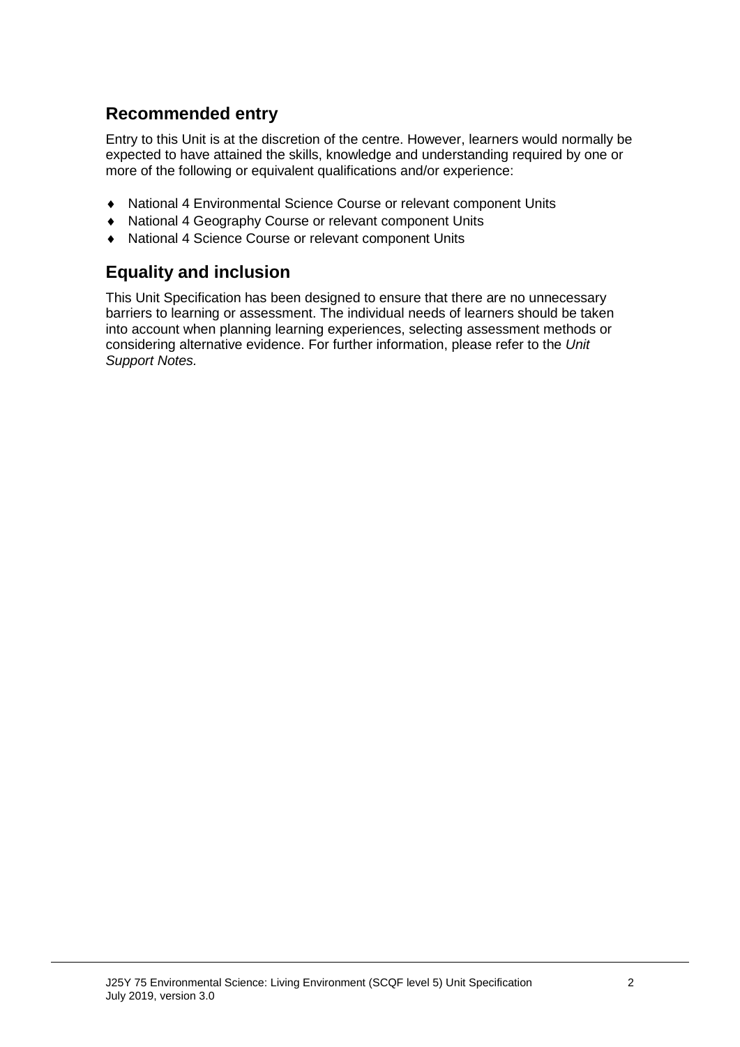## Recommended entry

Entry to this Unit is at the discretion of the centre. However, learners would normally be expected to have attained the skills, knowledge and understanding required by one or more of the following or equivalent qualifications and/or experience:

- National 4 Environmental Science Course or relevant component Units
- National 4 Geography Course or relevant component Units
- National 4 Science Course or relevant component Units

## Equality and inclusion

This Unit Specification has been designed to ensure that there are no unnecessary barriers to learning or assessment. The individual needs of learners should be taken into account when planning learning experiences, selecting assessment methods or considering alternative evidence. For further information, please refer to the *Unit Support Notes.*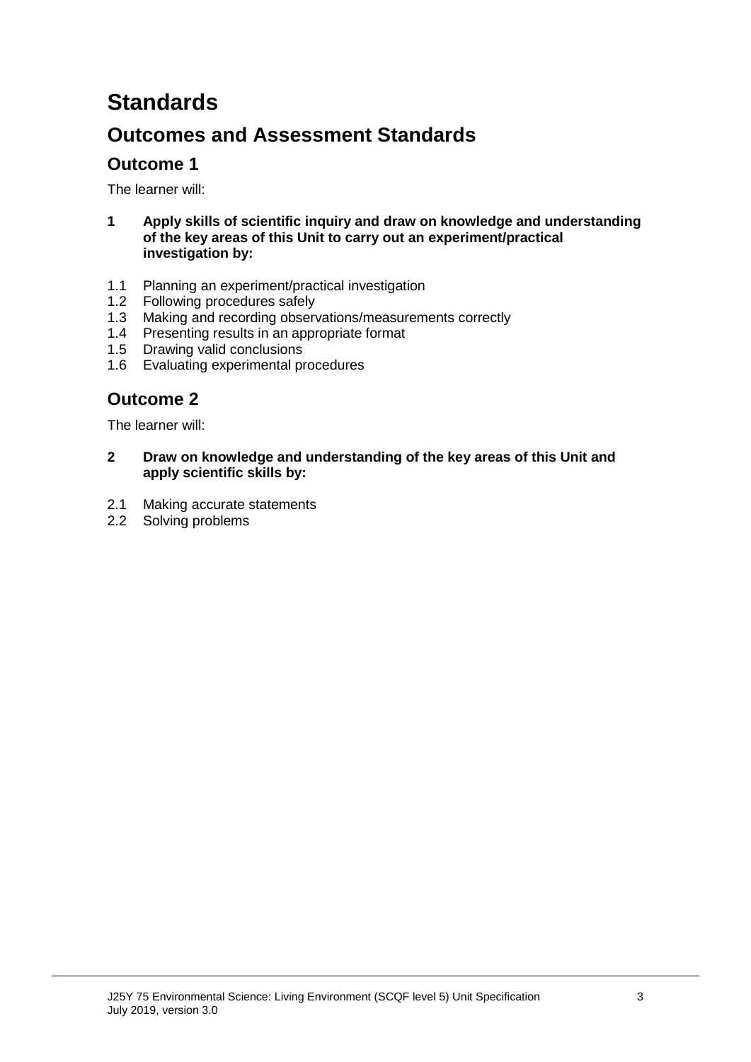# Standards

## Outcomes and Assessment Standards

### Outcome 1

The learner will:

**1 Apply skills of scientific inquiry and draw on knowledge and understanding of the key areas of this Unit to carry out an experiment/practical investigation by:**

1.1 Planning an experiment/practical investigation
1.2 Following procedures safely
1.3 Making and recording observations/measurements correctly
1.4 Presenting results in an appropriate format
1.5 Drawing valid conclusions
1.6 Evaluating experimental procedures

### Outcome 2

The learner will:

**2 Draw on knowledge and understanding of the key areas of this Unit and apply scientific skills by:**

2.1 Making accurate statements
2.2 Solving problems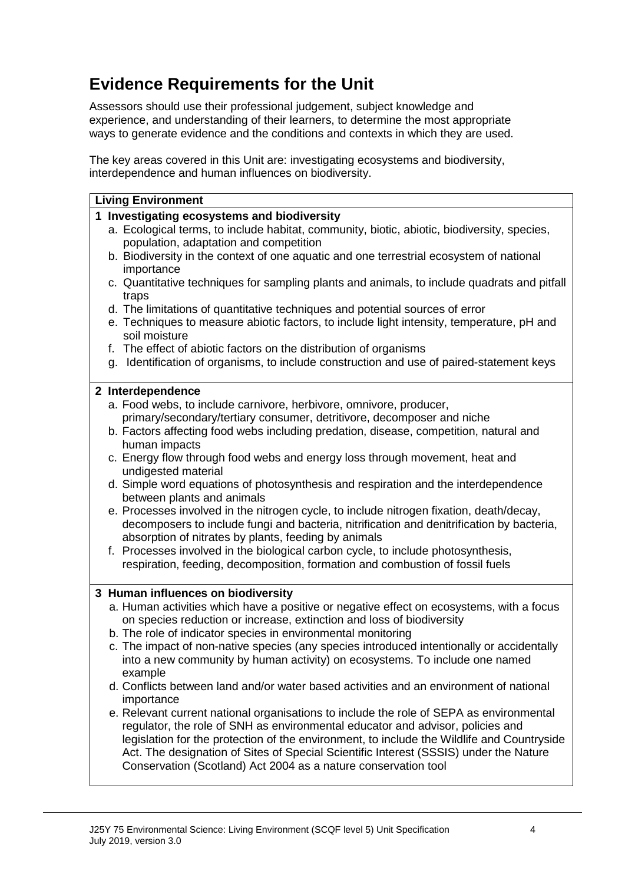# Evidence Requirements for the Unit

Assessors should use their professional judgement, subject knowledge and experience, and understanding of their learners, to determine the most appropriate ways to generate evidence and the conditions and contexts in which they are used.

The key areas covered in this Unit are: investigating ecosystems and biodiversity, interdependence and human influences on biodiversity.

| **Living Environment** |
|---|
| **1 Investigating ecosystems and biodiversity**<br>a. Ecological terms, to include habitat, community, biotic, abiotic, biodiversity, species, population, adaptation and competition<br>b. Biodiversity in the context of one aquatic and one terrestrial ecosystem of national importance<br>c. Quantitative techniques for sampling plants and animals, to include quadrats and pitfall traps<br>d. The limitations of quantitative techniques and potential sources of error<br>e. Techniques to measure abiotic factors, to include light intensity, temperature, pH and soil moisture<br>f. The effect of abiotic factors on the distribution of organisms<br>g. Identification of organisms, to include construction and use of paired-statement keys |
| **2 Interdependence**<br>a. Food webs, to include carnivore, herbivore, omnivore, producer, primary/secondary/tertiary consumer, detritivore, decomposer and niche<br>b. Factors affecting food webs including predation, disease, competition, natural and human impacts<br>c. Energy flow through food webs and energy loss through movement, heat and undigested material<br>d. Simple word equations of photosynthesis and respiration and the interdependence between plants and animals<br>e. Processes involved in the nitrogen cycle, to include nitrogen fixation, death/decay, decomposers to include fungi and bacteria, nitrification and denitrification by bacteria, absorption of nitrates by plants, feeding by animals<br>f. Processes involved in the biological carbon cycle, to include photosynthesis, respiration, feeding, decomposition, formation and combustion of fossil fuels |
| **3 Human influences on biodiversity**<br>a. Human activities which have a positive or negative effect on ecosystems, with a focus on species reduction or increase, extinction and loss of biodiversity<br>b. The role of indicator species in environmental monitoring<br>c. The impact of non-native species (any species introduced intentionally or accidentally into a new community by human activity) on ecosystems. To include one named example<br>d. Conflicts between land and/or water based activities and an environment of national importance<br>e. Relevant current national organisations to include the role of SEPA as environmental regulator, the role of SNH as environmental educator and advisor, policies and legislation for the protection of the environment, to include the Wildlife and Countryside Act. The designation of Sites of Special Scientific Interest (SSSIS) under the Nature Conservation (Scotland) Act 2004 as a nature conservation tool |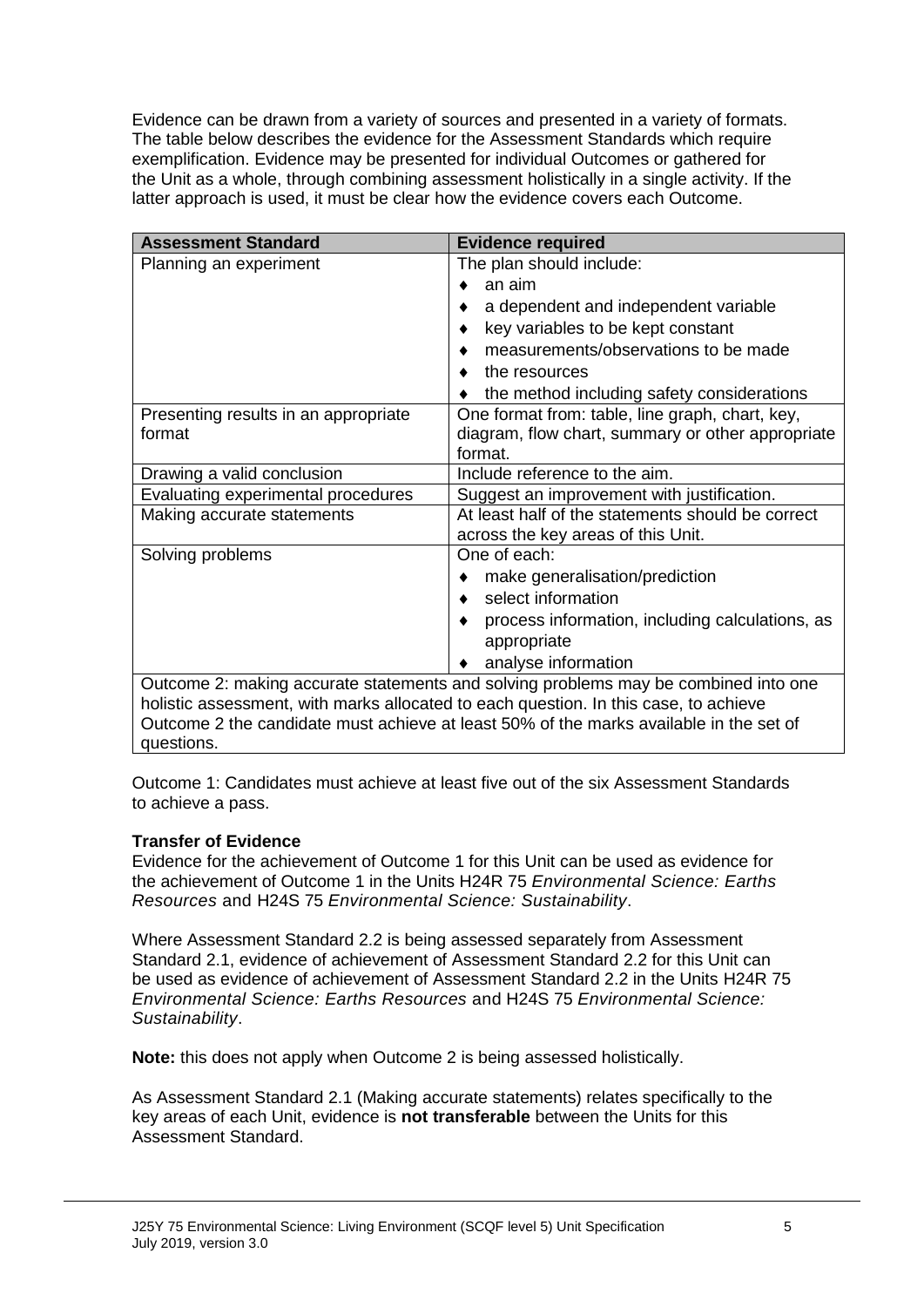Evidence can be drawn from a variety of sources and presented in a variety of formats. The table below describes the evidence for the Assessment Standards which require exemplification. Evidence may be presented for individual Outcomes or gathered for the Unit as a whole, through combining assessment holistically in a single activity. If the latter approach is used, it must be clear how the evidence covers each Outcome.

| Assessment Standard | Evidence required |
|---|---|
| Planning an experiment | The plan should include:<br>♦ an aim<br>♦ a dependent and independent variable<br>♦ key variables to be kept constant<br>♦ measurements/observations to be made<br>♦ the resources<br>♦ the method including safety considerations |
| Presenting results in an appropriate format | One format from: table, line graph, chart, key, diagram, flow chart, summary or other appropriate format. |
| Drawing a valid conclusion | Include reference to the aim. |
| Evaluating experimental procedures | Suggest an improvement with justification. |
| Making accurate statements | At least half of the statements should be correct across the key areas of this Unit. |
| Solving problems | One of each:<br>♦ make generalisation/prediction<br>♦ select information<br>♦ process information, including calculations, as appropriate<br>♦ analyse information |
| Outcome 2: making accurate statements and solving problems may be combined into one holistic assessment, with marks allocated to each question. In this case, to achieve Outcome 2 the candidate must achieve at least 50% of the marks available in the set of questions. | |

Outcome 1: Candidates must achieve at least five out of the six Assessment Standards to achieve a pass.

**Transfer of Evidence**

Evidence for the achievement of Outcome 1 for this Unit can be used as evidence for the achievement of Outcome 1 in the Units H24R 75 *Environmental Science: Earths Resources* and H24S 75 *Environmental Science: Sustainability*.

Where Assessment Standard 2.2 is being assessed separately from Assessment Standard 2.1, evidence of achievement of Assessment Standard 2.2 for this Unit can be used as evidence of achievement of Assessment Standard 2.2 in the Units H24R 75 *Environmental Science: Earths Resources* and H24S 75 *Environmental Science: Sustainability*.

**Note:** this does not apply when Outcome 2 is being assessed holistically.

As Assessment Standard 2.1 (Making accurate statements) relates specifically to the key areas of each Unit, evidence is **not transferable** between the Units for this Assessment Standard.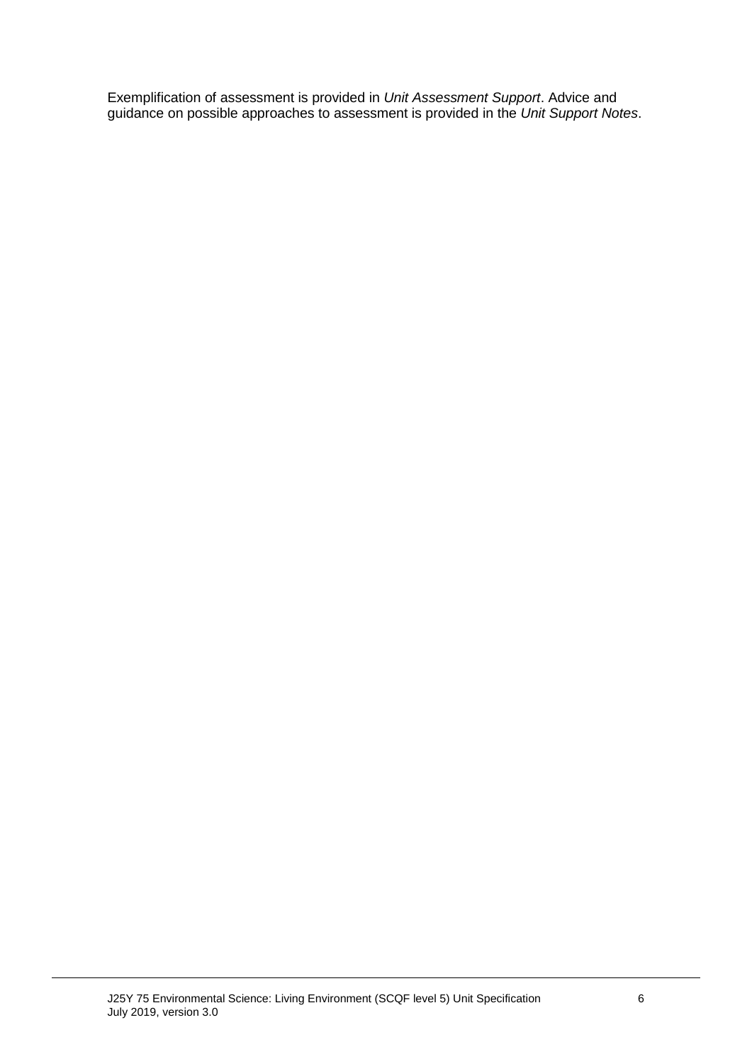Exemplification of assessment is provided in *Unit Assessment Support*. Advice and guidance on possible approaches to assessment is provided in the *Unit Support Notes*.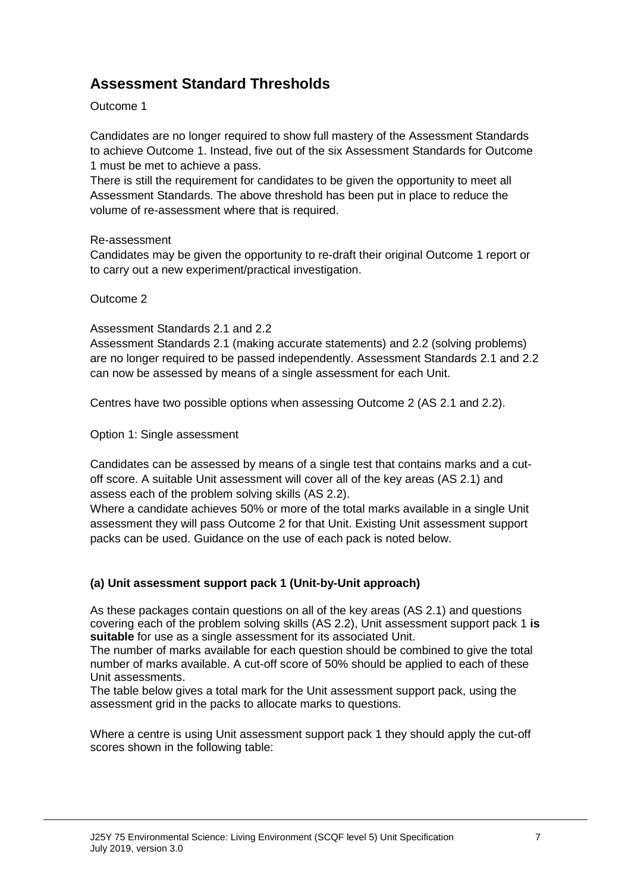## Assessment Standard Thresholds

Outcome 1

Candidates are no longer required to show full mastery of the Assessment Standards to achieve Outcome 1. Instead, five out of the six Assessment Standards for Outcome 1 must be met to achieve a pass.
There is still the requirement for candidates to be given the opportunity to meet all Assessment Standards. The above threshold has been put in place to reduce the volume of re-assessment where that is required.

Re-assessment
Candidates may be given the opportunity to re-draft their original Outcome 1 report or to carry out a new experiment/practical investigation.

Outcome 2

Assessment Standards 2.1 and 2.2
Assessment Standards 2.1 (making accurate statements) and 2.2 (solving problems) are no longer required to be passed independently. Assessment Standards 2.1 and 2.2 can now be assessed by means of a single assessment for each Unit.

Centres have two possible options when assessing Outcome 2 (AS 2.1 and 2.2).

Option 1: Single assessment

Candidates can be assessed by means of a single test that contains marks and a cut-off score. A suitable Unit assessment will cover all of the key areas (AS 2.1) and assess each of the problem solving skills (AS 2.2).
Where a candidate achieves 50% or more of the total marks available in a single Unit assessment they will pass Outcome 2 for that Unit. Existing Unit assessment support packs can be used. Guidance on the use of each pack is noted below.

**(a) Unit assessment support pack 1 (Unit-by-Unit approach)**

As these packages contain questions on all of the key areas (AS 2.1) and questions covering each of the problem solving skills (AS 2.2), Unit assessment support pack 1 **is suitable** for use as a single assessment for its associated Unit.
The number of marks available for each question should be combined to give the total number of marks available. A cut-off score of 50% should be applied to each of these Unit assessments.
The table below gives a total mark for the Unit assessment support pack, using the assessment grid in the packs to allocate marks to questions.

Where a centre is using Unit assessment support pack 1 they should apply the cut-off scores shown in the following table: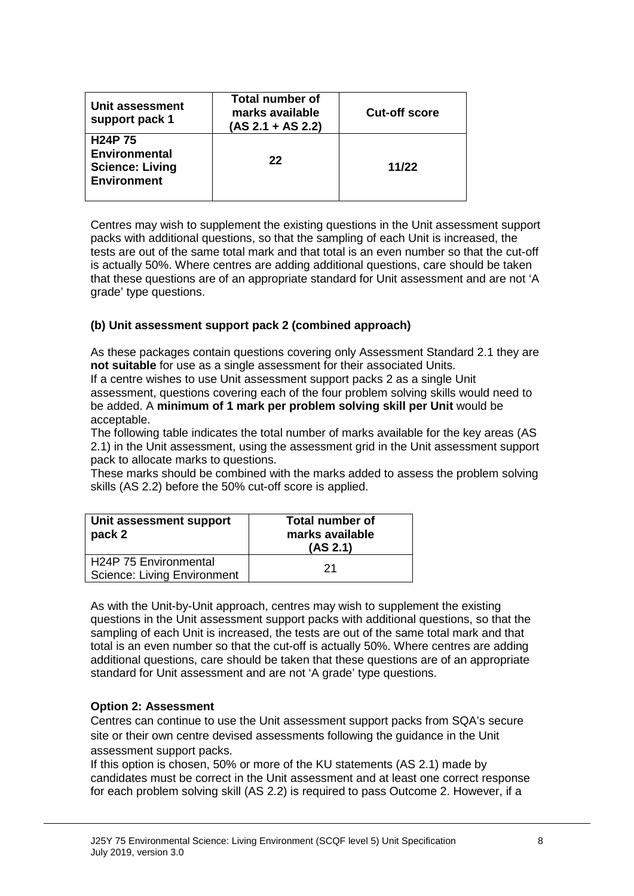| Unit assessment support pack 1 | Total number of marks available (AS 2.1 + AS 2.2) | Cut-off score |
|---|---|---|
| **H24P 75 Environmental Science: Living Environment** | **22** | **11/22** |

Centres may wish to supplement the existing questions in the Unit assessment support packs with additional questions, so that the sampling of each Unit is increased, the tests are out of the same total mark and that total is an even number so that the cut-off is actually 50%. Where centres are adding additional questions, care should be taken that these questions are of an appropriate standard for Unit assessment and are not 'A grade' type questions.

**(b) Unit assessment support pack 2 (combined approach)**

As these packages contain questions covering only Assessment Standard 2.1 they are **not suitable** for use as a single assessment for their associated Units.
If a centre wishes to use Unit assessment support packs 2 as a single Unit assessment, questions covering each of the four problem solving skills would need to be added. A **minimum of 1 mark per problem solving skill per Unit** would be acceptable.
The following table indicates the total number of marks available for the key areas (AS 2.1) in the Unit assessment, using the assessment grid in the Unit assessment support pack to allocate marks to questions.
These marks should be combined with the marks added to assess the problem solving skills (AS 2.2) before the 50% cut-off score is applied.

| Unit assessment support pack 2 | Total number of marks available (AS 2.1) |
|---|---|
| H24P 75 Environmental Science: Living Environment | 21 |

As with the Unit-by-Unit approach, centres may wish to supplement the existing questions in the Unit assessment support packs with additional questions, so that the sampling of each Unit is increased, the tests are out of the same total mark and that total is an even number so that the cut-off is actually 50%. Where centres are adding additional questions, care should be taken that these questions are of an appropriate standard for Unit assessment and are not 'A grade' type questions.

**Option 2: Assessment**

Centres can continue to use the Unit assessment support packs from SQA's secure site or their own centre devised assessments following the guidance in the Unit assessment support packs.
If this option is chosen, 50% or more of the KU statements (AS 2.1) made by candidates must be correct in the Unit assessment and at least one correct response for each problem solving skill (AS 2.2) is required to pass Outcome 2. However, if a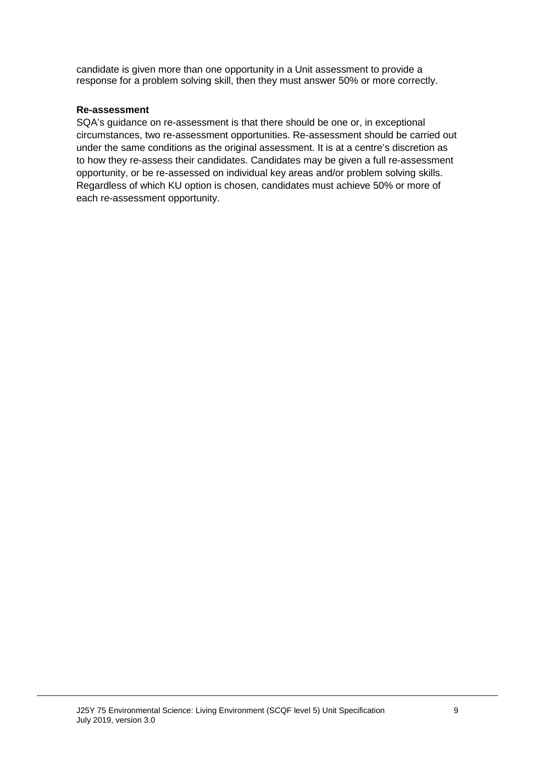candidate is given more than one opportunity in a Unit assessment to provide a response for a problem solving skill, then they must answer 50% or more correctly.

**Re-assessment**

SQA's guidance on re-assessment is that there should be one or, in exceptional circumstances, two re-assessment opportunities. Re-assessment should be carried out under the same conditions as the original assessment. It is at a centre's discretion as to how they re-assess their candidates. Candidates may be given a full re-assessment opportunity, or be re-assessed on individual key areas and/or problem solving skills. Regardless of which KU option is chosen, candidates must achieve 50% or more of each re-assessment opportunity.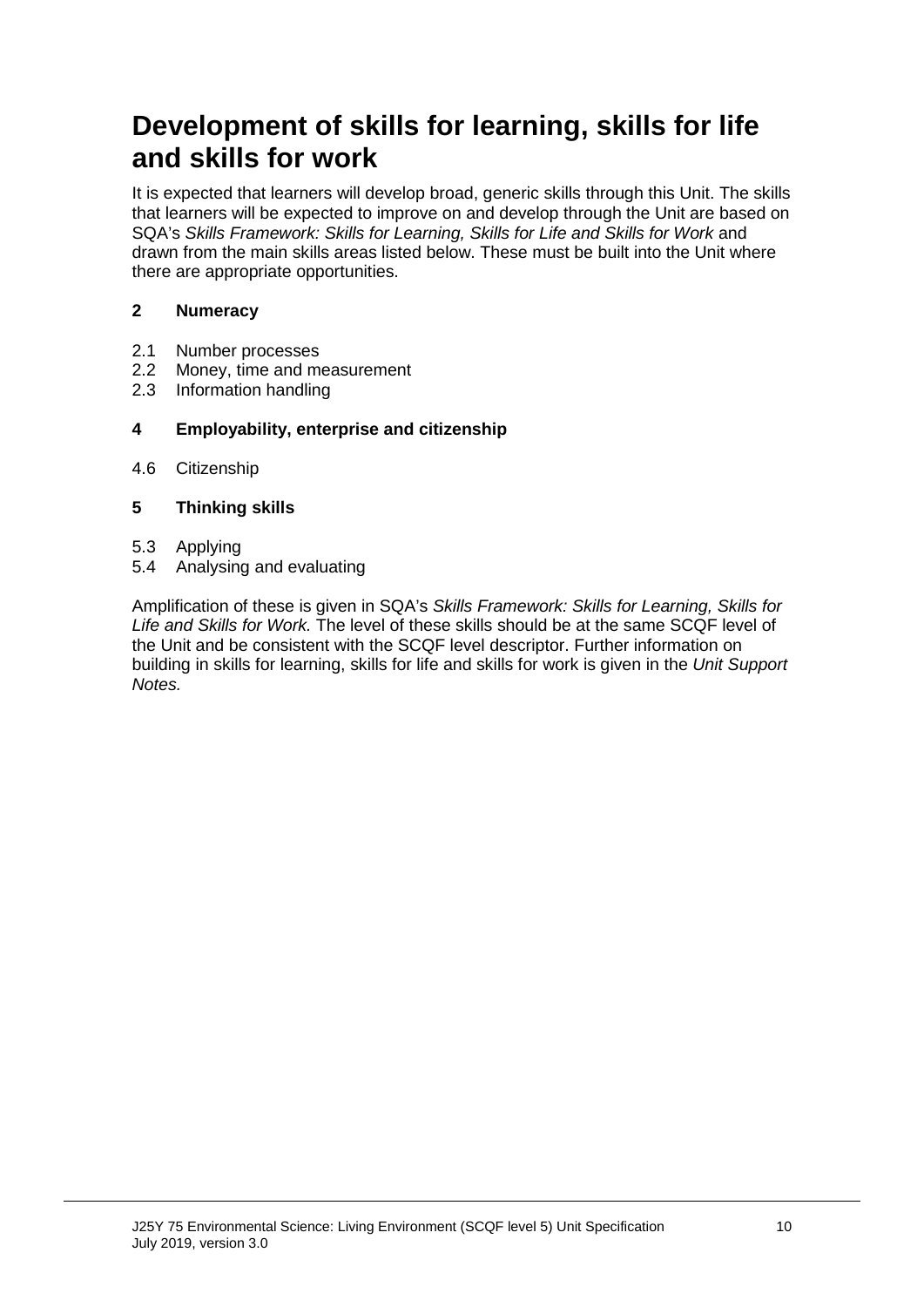# Development of skills for learning, skills for life and skills for work

It is expected that learners will develop broad, generic skills through this Unit. The skills that learners will be expected to improve on and develop through the Unit are based on SQA's *Skills Framework: Skills for Learning, Skills for Life and Skills for Work* and drawn from the main skills areas listed below. These must be built into the Unit where there are appropriate opportunities.

**2 Numeracy**

2.1 Number processes
2.2 Money, time and measurement
2.3 Information handling

**4 Employability, enterprise and citizenship**

4.6 Citizenship

**5 Thinking skills**

5.3 Applying
5.4 Analysing and evaluating

Amplification of these is given in SQA's *Skills Framework: Skills for Learning, Skills for Life and Skills for Work.* The level of these skills should be at the same SCQF level of the Unit and be consistent with the SCQF level descriptor. Further information on building in skills for learning, skills for life and skills for work is given in the *Unit Support Notes.*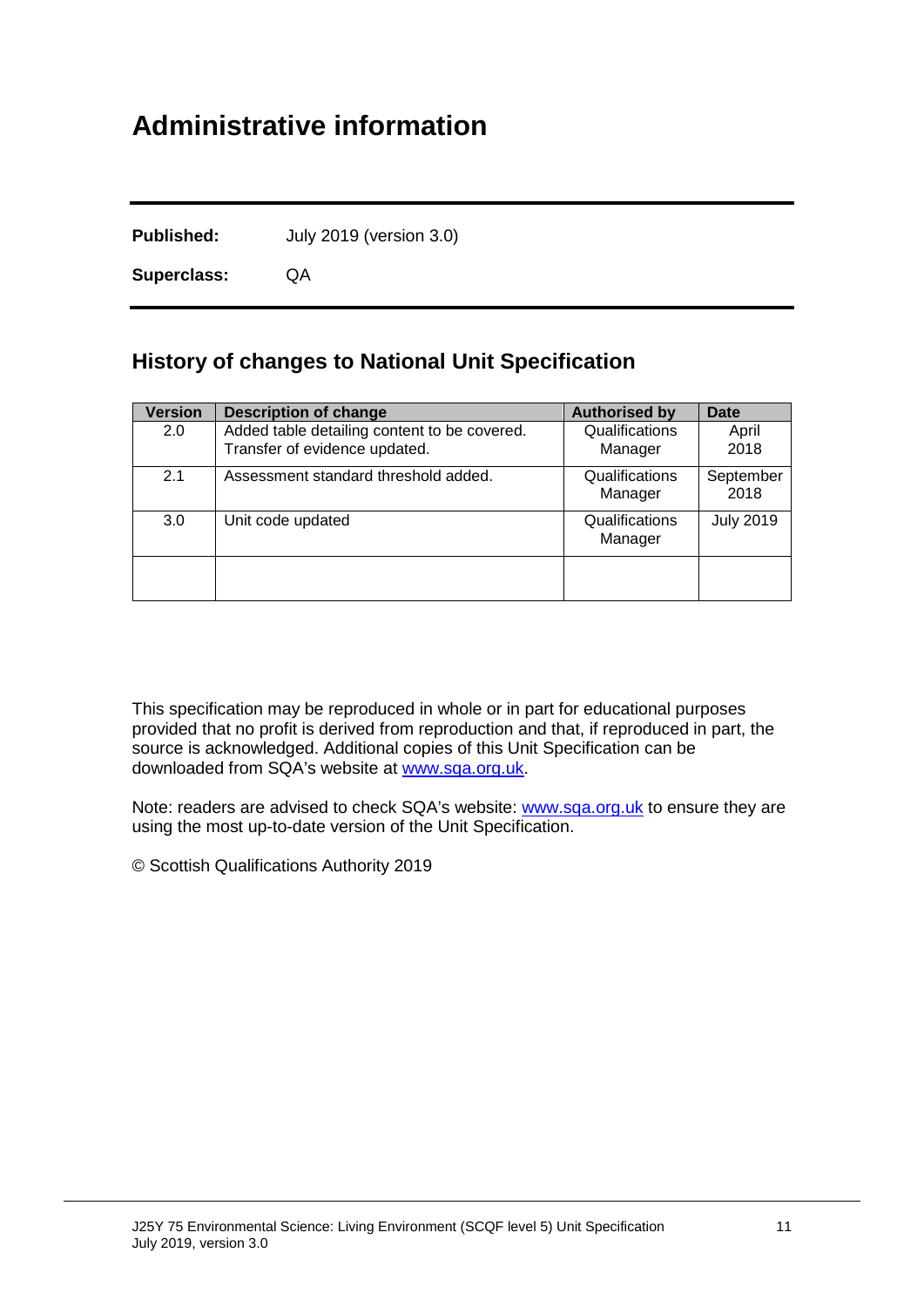# Administrative information

**Published:** July 2019 (version 3.0)

**Superclass:** QA

## History of changes to National Unit Specification

| Version | Description of change | Authorised by | Date |
|---|---|---|---|
| 2.0 | Added table detailing content to be covered. Transfer of evidence updated. | Qualifications Manager | April 2018 |
| 2.1 | Assessment standard threshold added. | Qualifications Manager | September 2018 |
| 3.0 | Unit code updated | Qualifications Manager | July 2019 |
| | | | |

This specification may be reproduced in whole or in part for educational purposes provided that no profit is derived from reproduction and that, if reproduced in part, the source is acknowledged. Additional copies of this Unit Specification can be downloaded from SQA's website at [www.sqa.org.uk](www.sqa.org.uk).

Note: readers are advised to check SQA's website: [www.sqa.org.uk](www.sqa.org.uk) to ensure they are using the most up-to-date version of the Unit Specification.

© Scottish Qualifications Authority 2019